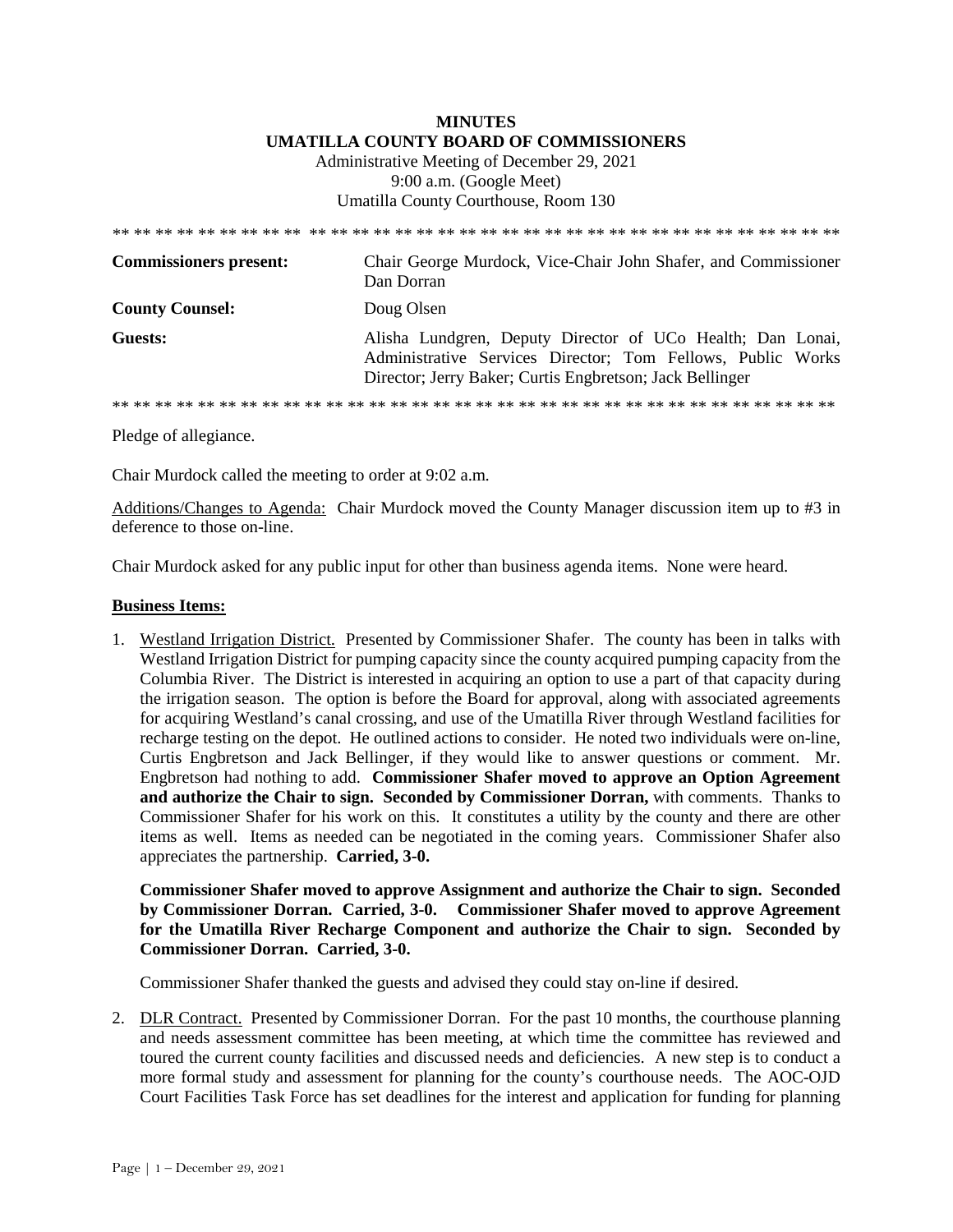**MINUTES**
**UMATILLA COUNTY BOARD OF COMMISSIONERS**
Administrative Meeting of December 29, 2021
9:00 a.m. (Google Meet)
Umatilla County Courthouse, Room 130

** ** ** ** ** ** ** ** ** ** ** ** ** ** ** ** ** ** ** ** ** ** ** ** ** ** ** ** ** ** ** ** ** ** ** ** ** ** **

| | |
|---|---|
| **Commissioners present:** | Chair George Murdock, Vice-Chair John Shafer, and Commissioner Dan Dorran |
| **County Counsel:** | Doug Olsen |
| **Guests:** | Alisha Lundgren, Deputy Director of UCo Health; Dan Lonai, Administrative Services Director; Tom Fellows, Public Works Director; Jerry Baker; Curtis Engbretson; Jack Bellinger |

** ** ** ** ** ** ** ** ** ** ** ** ** ** ** ** ** ** ** ** ** ** ** ** ** ** ** ** ** ** ** ** ** ** ** ** ** ** **

Pledge of allegiance.

Chair Murdock called the meeting to order at 9:02 a.m.

Additions/Changes to Agenda: Chair Murdock moved the County Manager discussion item up to #3 in deference to those on-line.

Chair Murdock asked for any public input for other than business agenda items. None were heard.

**Business Items:**

1. Westland Irrigation District. Presented by Commissioner Shafer. The county has been in talks with Westland Irrigation District for pumping capacity since the county acquired pumping capacity from the Columbia River. The District is interested in acquiring an option to use a part of that capacity during the irrigation season. The option is before the Board for approval, along with associated agreements for acquiring Westland's canal crossing, and use of the Umatilla River through Westland facilities for recharge testing on the depot. He outlined actions to consider. He noted two individuals were on-line, Curtis Engbretson and Jack Bellinger, if they would like to answer questions or comment. Mr. Engbretson had nothing to add. **Commissioner Shafer moved to approve an Option Agreement and authorize the Chair to sign. Seconded by Commissioner Dorran,** with comments. Thanks to Commissioner Shafer for his work on this. It constitutes a utility by the county and there are other items as well. Items as needed can be negotiated in the coming years. Commissioner Shafer also appreciates the partnership. **Carried, 3-0.**

   **Commissioner Shafer moved to approve Assignment and authorize the Chair to sign. Seconded by Commissioner Dorran. Carried, 3-0. Commissioner Shafer moved to approve Agreement for the Umatilla River Recharge Component and authorize the Chair to sign. Seconded by Commissioner Dorran. Carried, 3-0.**

   Commissioner Shafer thanked the guests and advised they could stay on-line if desired.

2. DLR Contract. Presented by Commissioner Dorran. For the past 10 months, the courthouse planning and needs assessment committee has been meeting, at which time the committee has reviewed and toured the current county facilities and discussed needs and deficiencies. A new step is to conduct a more formal study and assessment for planning for the county's courthouse needs. The AOC-OJD Court Facilities Task Force has set deadlines for the interest and application for funding for planning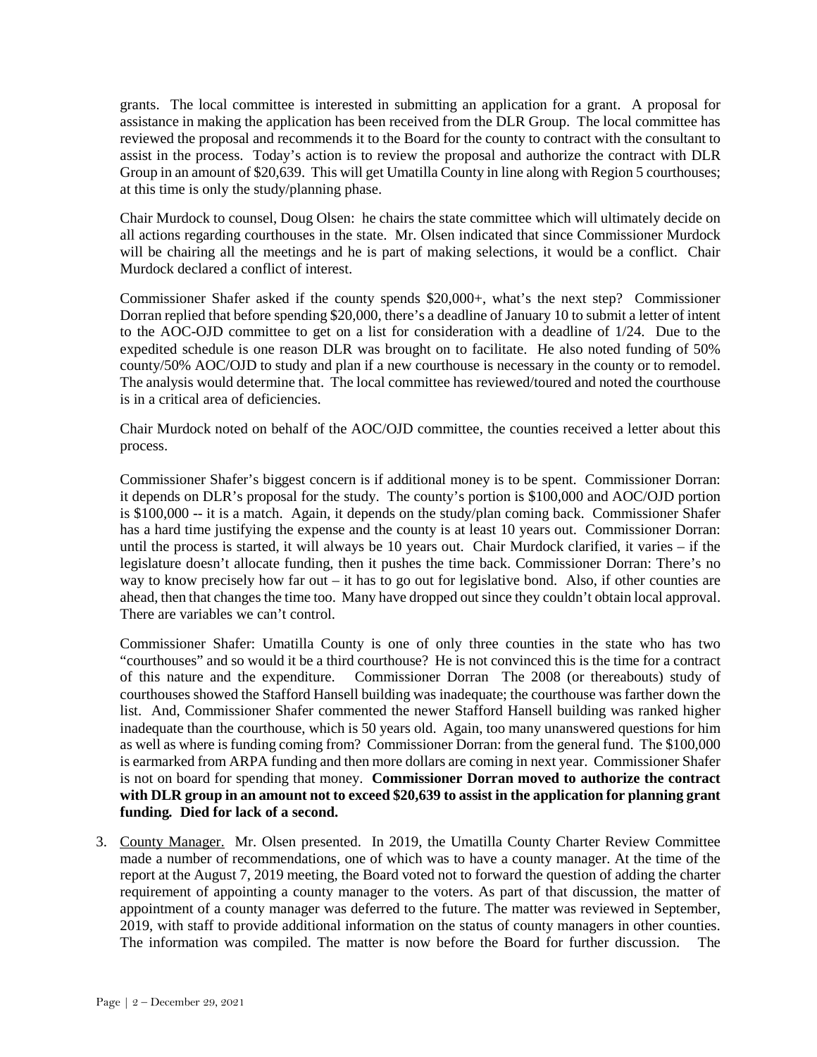grants. The local committee is interested in submitting an application for a grant. A proposal for assistance in making the application has been received from the DLR Group. The local committee has reviewed the proposal and recommends it to the Board for the county to contract with the consultant to assist in the process. Today's action is to review the proposal and authorize the contract with DLR Group in an amount of $20,639. This will get Umatilla County in line along with Region 5 courthouses; at this time is only the study/planning phase.

Chair Murdock to counsel, Doug Olsen: he chairs the state committee which will ultimately decide on all actions regarding courthouses in the state. Mr. Olsen indicated that since Commissioner Murdock will be chairing all the meetings and he is part of making selections, it would be a conflict. Chair Murdock declared a conflict of interest.

Commissioner Shafer asked if the county spends $20,000+, what's the next step? Commissioner Dorran replied that before spending $20,000, there's a deadline of January 10 to submit a letter of intent to the AOC-OJD committee to get on a list for consideration with a deadline of 1/24. Due to the expedited schedule is one reason DLR was brought on to facilitate. He also noted funding of 50% county/50% AOC/OJD to study and plan if a new courthouse is necessary in the county or to remodel. The analysis would determine that. The local committee has reviewed/toured and noted the courthouse is in a critical area of deficiencies.

Chair Murdock noted on behalf of the AOC/OJD committee, the counties received a letter about this process.

Commissioner Shafer's biggest concern is if additional money is to be spent. Commissioner Dorran: it depends on DLR's proposal for the study. The county's portion is $100,000 and AOC/OJD portion is $100,000 -- it is a match. Again, it depends on the study/plan coming back. Commissioner Shafer has a hard time justifying the expense and the county is at least 10 years out. Commissioner Dorran: until the process is started, it will always be 10 years out. Chair Murdock clarified, it varies – if the legislature doesn't allocate funding, then it pushes the time back. Commissioner Dorran: There's no way to know precisely how far out – it has to go out for legislative bond. Also, if other counties are ahead, then that changes the time too. Many have dropped out since they couldn't obtain local approval. There are variables we can't control.

Commissioner Shafer: Umatilla County is one of only three counties in the state who has two "courthouses" and so would it be a third courthouse? He is not convinced this is the time for a contract of this nature and the expenditure. Commissioner Dorran The 2008 (or thereabouts) study of courthouses showed the Stafford Hansell building was inadequate; the courthouse was farther down the list. And, Commissioner Shafer commented the newer Stafford Hansell building was ranked higher inadequate than the courthouse, which is 50 years old. Again, too many unanswered questions for him as well as where is funding coming from? Commissioner Dorran: from the general fund. The $100,000 is earmarked from ARPA funding and then more dollars are coming in next year. Commissioner Shafer is not on board for spending that money. **Commissioner Dorran moved to authorize the contract with DLR group in an amount not to exceed $20,639 to assist in the application for planning grant funding. Died for lack of a second.**

3. <u>County Manager.</u> Mr. Olsen presented. In 2019, the Umatilla County Charter Review Committee made a number of recommendations, one of which was to have a county manager. At the time of the report at the August 7, 2019 meeting, the Board voted not to forward the question of adding the charter requirement of appointing a county manager to the voters. As part of that discussion, the matter of appointment of a county manager was deferred to the future. The matter was reviewed in September, 2019, with staff to provide additional information on the status of county managers in other counties. The information was compiled. The matter is now before the Board for further discussion. The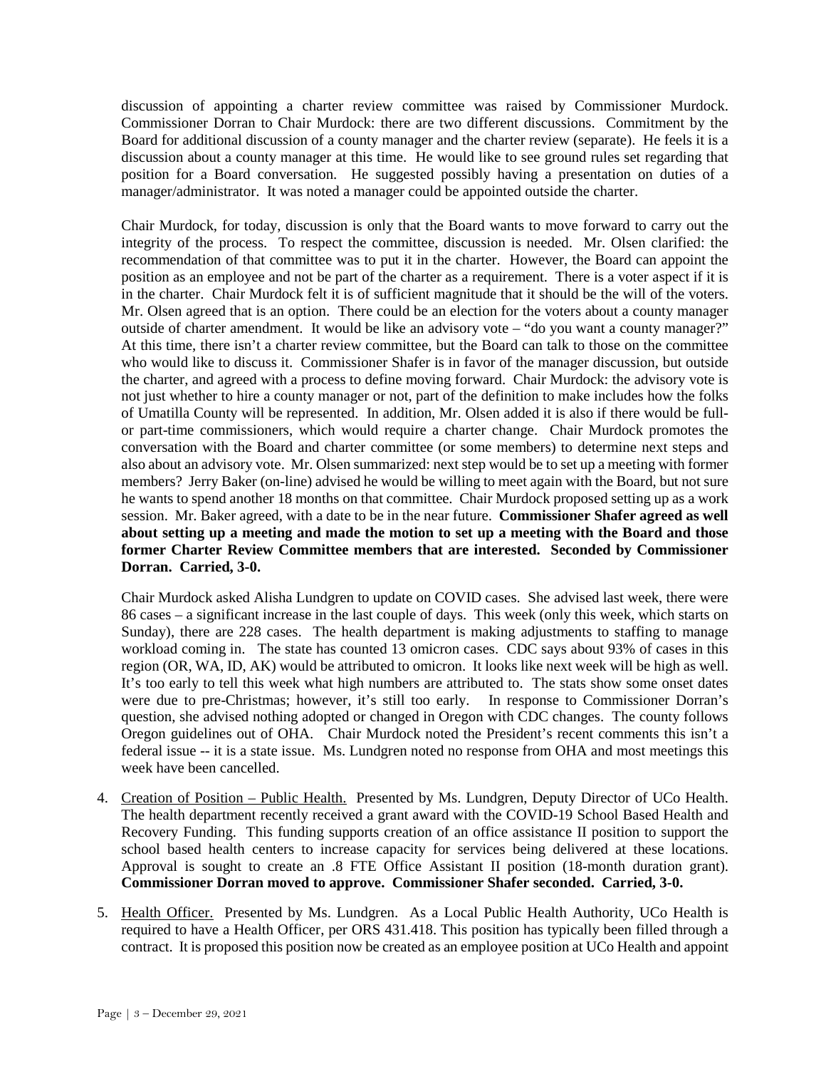discussion of appointing a charter review committee was raised by Commissioner Murdock. Commissioner Dorran to Chair Murdock: there are two different discussions. Commitment by the Board for additional discussion of a county manager and the charter review (separate). He feels it is a discussion about a county manager at this time. He would like to see ground rules set regarding that position for a Board conversation. He suggested possibly having a presentation on duties of a manager/administrator. It was noted a manager could be appointed outside the charter.

Chair Murdock, for today, discussion is only that the Board wants to move forward to carry out the integrity of the process. To respect the committee, discussion is needed. Mr. Olsen clarified: the recommendation of that committee was to put it in the charter. However, the Board can appoint the position as an employee and not be part of the charter as a requirement. There is a voter aspect if it is in the charter. Chair Murdock felt it is of sufficient magnitude that it should be the will of the voters. Mr. Olsen agreed that is an option. There could be an election for the voters about a county manager outside of charter amendment. It would be like an advisory vote – "do you want a county manager?" At this time, there isn't a charter review committee, but the Board can talk to those on the committee who would like to discuss it. Commissioner Shafer is in favor of the manager discussion, but outside the charter, and agreed with a process to define moving forward. Chair Murdock: the advisory vote is not just whether to hire a county manager or not, part of the definition to make includes how the folks of Umatilla County will be represented. In addition, Mr. Olsen added it is also if there would be full- or part-time commissioners, which would require a charter change. Chair Murdock promotes the conversation with the Board and charter committee (or some members) to determine next steps and also about an advisory vote. Mr. Olsen summarized: next step would be to set up a meeting with former members? Jerry Baker (on-line) advised he would be willing to meet again with the Board, but not sure he wants to spend another 18 months on that committee. Chair Murdock proposed setting up as a work session. Mr. Baker agreed, with a date to be in the near future. **Commissioner Shafer agreed as well about setting up a meeting and made the motion to set up a meeting with the Board and those former Charter Review Committee members that are interested. Seconded by Commissioner Dorran. Carried, 3-0.**

Chair Murdock asked Alisha Lundgren to update on COVID cases. She advised last week, there were 86 cases – a significant increase in the last couple of days. This week (only this week, which starts on Sunday), there are 228 cases. The health department is making adjustments to staffing to manage workload coming in. The state has counted 13 omicron cases. CDC says about 93% of cases in this region (OR, WA, ID, AK) would be attributed to omicron. It looks like next week will be high as well. It's too early to tell this week what high numbers are attributed to. The stats show some onset dates were due to pre-Christmas; however, it's still too early. In response to Commissioner Dorran's question, she advised nothing adopted or changed in Oregon with CDC changes. The county follows Oregon guidelines out of OHA. Chair Murdock noted the President's recent comments this isn't a federal issue -- it is a state issue. Ms. Lundgren noted no response from OHA and most meetings this week have been cancelled.

4. <u>Creation of Position – Public Health.</u> Presented by Ms. Lundgren, Deputy Director of UCo Health. The health department recently received a grant award with the COVID-19 School Based Health and Recovery Funding. This funding supports creation of an office assistance II position to support the school based health centers to increase capacity for services being delivered at these locations. Approval is sought to create an .8 FTE Office Assistant II position (18-month duration grant). **Commissioner Dorran moved to approve. Commissioner Shafer seconded. Carried, 3-0.**

5. <u>Health Officer.</u> Presented by Ms. Lundgren. As a Local Public Health Authority, UCo Health is required to have a Health Officer, per ORS 431.418. This position has typically been filled through a contract. It is proposed this position now be created as an employee position at UCo Health and appoint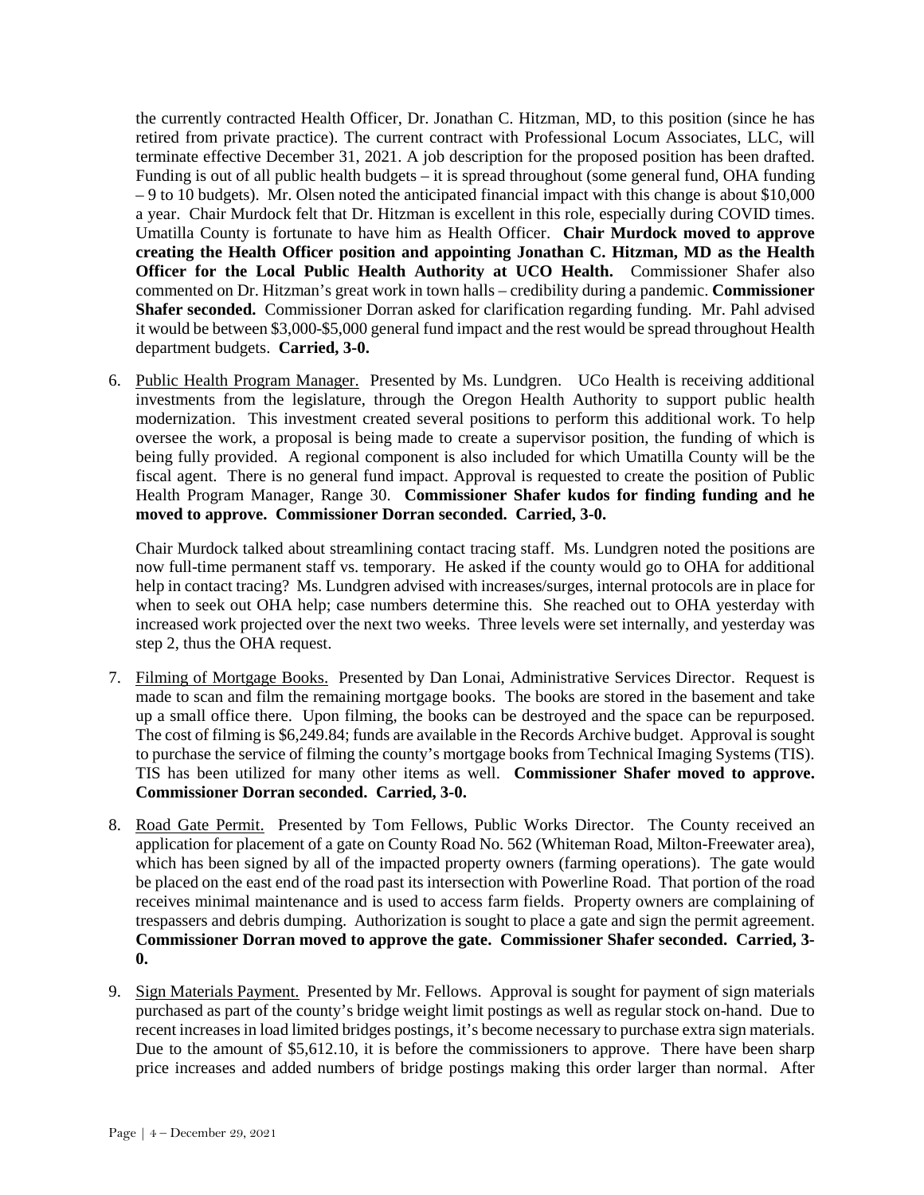the currently contracted Health Officer, Dr. Jonathan C. Hitzman, MD, to this position (since he has retired from private practice). The current contract with Professional Locum Associates, LLC, will terminate effective December 31, 2021. A job description for the proposed position has been drafted. Funding is out of all public health budgets – it is spread throughout (some general fund, OHA funding – 9 to 10 budgets). Mr. Olsen noted the anticipated financial impact with this change is about $10,000 a year. Chair Murdock felt that Dr. Hitzman is excellent in this role, especially during COVID times. Umatilla County is fortunate to have him as Health Officer. **Chair Murdock moved to approve creating the Health Officer position and appointing Jonathan C. Hitzman, MD as the Health Officer for the Local Public Health Authority at UCO Health.** Commissioner Shafer also commented on Dr. Hitzman's great work in town halls – credibility during a pandemic. **Commissioner Shafer seconded.** Commissioner Dorran asked for clarification regarding funding. Mr. Pahl advised it would be between $3,000-$5,000 general fund impact and the rest would be spread throughout Health department budgets. **Carried, 3-0.**

6. Public Health Program Manager. Presented by Ms. Lundgren. UCo Health is receiving additional investments from the legislature, through the Oregon Health Authority to support public health modernization. This investment created several positions to perform this additional work. To help oversee the work, a proposal is being made to create a supervisor position, the funding of which is being fully provided. A regional component is also included for which Umatilla County will be the fiscal agent. There is no general fund impact. Approval is requested to create the position of Public Health Program Manager, Range 30. **Commissioner Shafer kudos for finding funding and he moved to approve. Commissioner Dorran seconded. Carried, 3-0.**

   Chair Murdock talked about streamlining contact tracing staff. Ms. Lundgren noted the positions are now full-time permanent staff vs. temporary. He asked if the county would go to OHA for additional help in contact tracing? Ms. Lundgren advised with increases/surges, internal protocols are in place for when to seek out OHA help; case numbers determine this. She reached out to OHA yesterday with increased work projected over the next two weeks. Three levels were set internally, and yesterday was step 2, thus the OHA request.

7. Filming of Mortgage Books. Presented by Dan Lonai, Administrative Services Director. Request is made to scan and film the remaining mortgage books. The books are stored in the basement and take up a small office there. Upon filming, the books can be destroyed and the space can be repurposed. The cost of filming is $6,249.84; funds are available in the Records Archive budget. Approval is sought to purchase the service of filming the county's mortgage books from Technical Imaging Systems (TIS). TIS has been utilized for many other items as well. **Commissioner Shafer moved to approve. Commissioner Dorran seconded. Carried, 3-0.**

8. Road Gate Permit. Presented by Tom Fellows, Public Works Director. The County received an application for placement of a gate on County Road No. 562 (Whiteman Road, Milton-Freewater area), which has been signed by all of the impacted property owners (farming operations). The gate would be placed on the east end of the road past its intersection with Powerline Road. That portion of the road receives minimal maintenance and is used to access farm fields. Property owners are complaining of trespassers and debris dumping. Authorization is sought to place a gate and sign the permit agreement. **Commissioner Dorran moved to approve the gate. Commissioner Shafer seconded. Carried, 3-0.**

9. Sign Materials Payment. Presented by Mr. Fellows. Approval is sought for payment of sign materials purchased as part of the county's bridge weight limit postings as well as regular stock on-hand. Due to recent increases in load limited bridges postings, it's become necessary to purchase extra sign materials. Due to the amount of $5,612.10, it is before the commissioners to approve. There have been sharp price increases and added numbers of bridge postings making this order larger than normal. After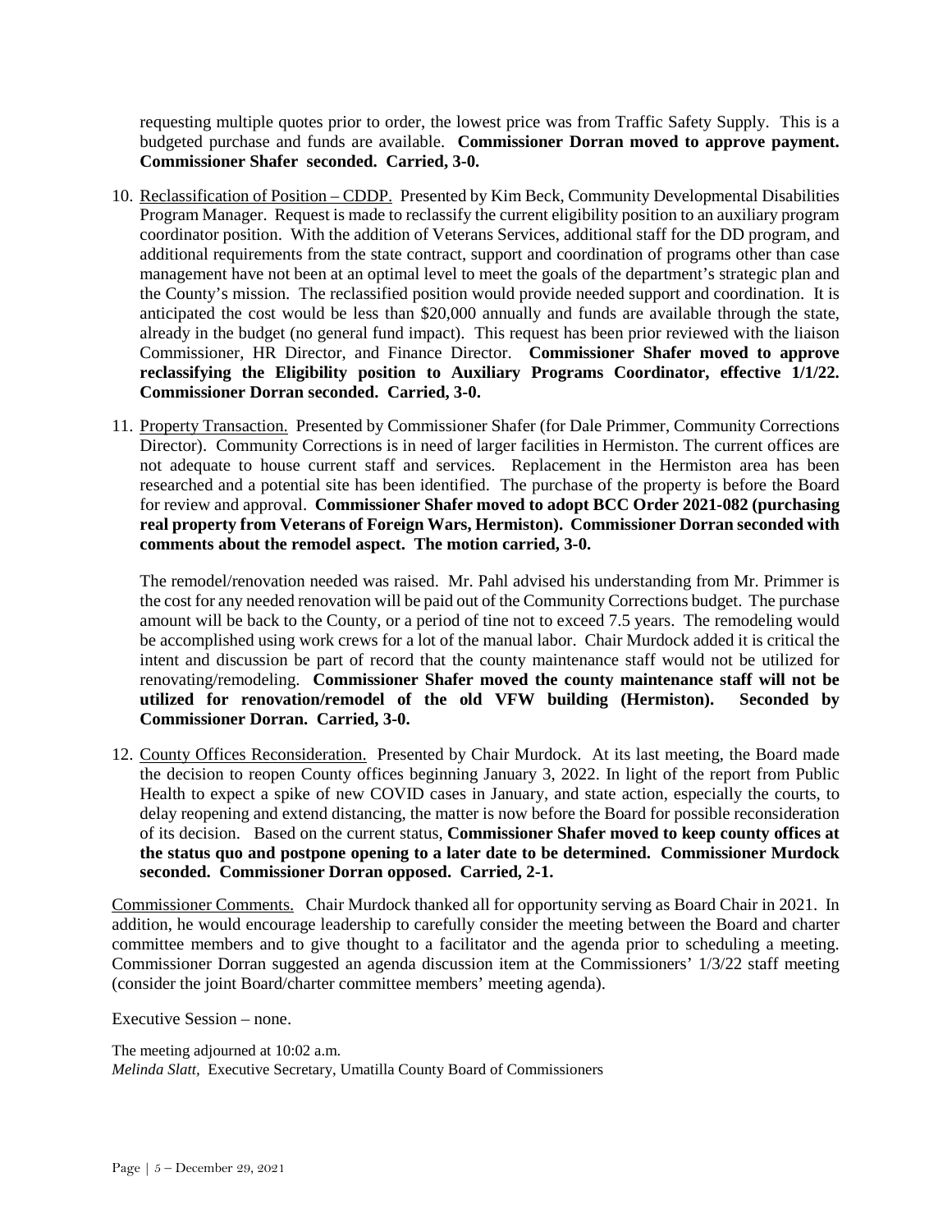requesting multiple quotes prior to order, the lowest price was from Traffic Safety Supply. This is a budgeted purchase and funds are available. **Commissioner Dorran moved to approve payment. Commissioner Shafer seconded. Carried, 3-0.**

10. Reclassification of Position – CDDP. Presented by Kim Beck, Community Developmental Disabilities Program Manager. Request is made to reclassify the current eligibility position to an auxiliary program coordinator position. With the addition of Veterans Services, additional staff for the DD program, and additional requirements from the state contract, support and coordination of programs other than case management have not been at an optimal level to meet the goals of the department's strategic plan and the County's mission. The reclassified position would provide needed support and coordination. It is anticipated the cost would be less than $20,000 annually and funds are available through the state, already in the budget (no general fund impact). This request has been prior reviewed with the liaison Commissioner, HR Director, and Finance Director. **Commissioner Shafer moved to approve reclassifying the Eligibility position to Auxiliary Programs Coordinator, effective 1/1/22. Commissioner Dorran seconded. Carried, 3-0.**

11. Property Transaction. Presented by Commissioner Shafer (for Dale Primmer, Community Corrections Director). Community Corrections is in need of larger facilities in Hermiston. The current offices are not adequate to house current staff and services. Replacement in the Hermiston area has been researched and a potential site has been identified. The purchase of the property is before the Board for review and approval. **Commissioner Shafer moved to adopt BCC Order 2021-082 (purchasing real property from Veterans of Foreign Wars, Hermiston). Commissioner Dorran seconded with comments about the remodel aspect. The motion carried, 3-0.**

    The remodel/renovation needed was raised. Mr. Pahl advised his understanding from Mr. Primmer is the cost for any needed renovation will be paid out of the Community Corrections budget. The purchase amount will be back to the County, or a period of tine not to exceed 7.5 years. The remodeling would be accomplished using work crews for a lot of the manual labor. Chair Murdock added it is critical the intent and discussion be part of record that the county maintenance staff would not be utilized for renovating/remodeling. **Commissioner Shafer moved the county maintenance staff will not be utilized for renovation/remodel of the old VFW building (Hermiston). Seconded by Commissioner Dorran. Carried, 3-0.**

12. County Offices Reconsideration. Presented by Chair Murdock. At its last meeting, the Board made the decision to reopen County offices beginning January 3, 2022. In light of the report from Public Health to expect a spike of new COVID cases in January, and state action, especially the courts, to delay reopening and extend distancing, the matter is now before the Board for possible reconsideration of its decision. Based on the current status, **Commissioner Shafer moved to keep county offices at the status quo and postpone opening to a later date to be determined. Commissioner Murdock seconded. Commissioner Dorran opposed. Carried, 2-1.**

Commissioner Comments. Chair Murdock thanked all for opportunity serving as Board Chair in 2021. In addition, he would encourage leadership to carefully consider the meeting between the Board and charter committee members and to give thought to a facilitator and the agenda prior to scheduling a meeting. Commissioner Dorran suggested an agenda discussion item at the Commissioners' 1/3/22 staff meeting (consider the joint Board/charter committee members' meeting agenda).

Executive Session – none.

The meeting adjourned at 10:02 a.m.
*Melinda Slatt,* Executive Secretary, Umatilla County Board of Commissioners